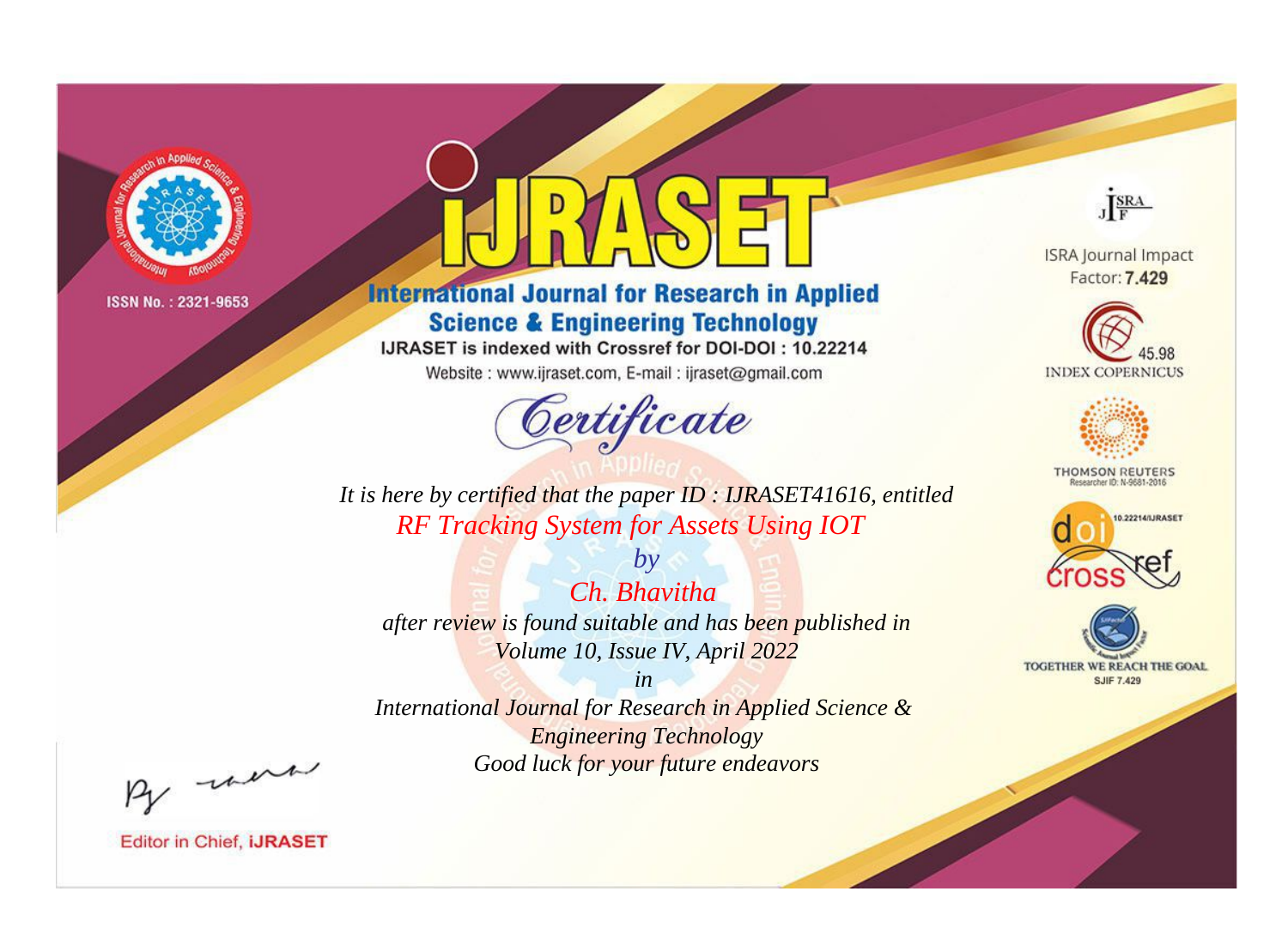ISSN No. : 2321-9653

# IJRASET

## International Journal for Research in Applied Science & Engineering Technology

IJRASET is indexed with Crossref for DOI-DOI : 10.22214

Website : www.ijraset.com, E-mail : ijraset@gmail.com

ISRA Journal Impact Factor: **7.429**

45.98 INDEX COPERNICUS

THOMSON REUTERS Researcher ID: N-9681-2016

10.22214/IJRASET

TOGETHER WE REACH THE GOAL SJIF 7.429

# Certificate

*It is here by certified that the paper ID : IJRASET41616, entitled*

*RF Tracking System for Assets Using IOT*

*by*

*Ch. Bhavitha*

*after review is found suitable and has been published in*

*Volume 10, Issue IV, April 2022*

*in*

*International Journal for Research in Applied Science & Engineering Technology*

*Good luck for your future endeavors*

Editor in Chief, IJRASET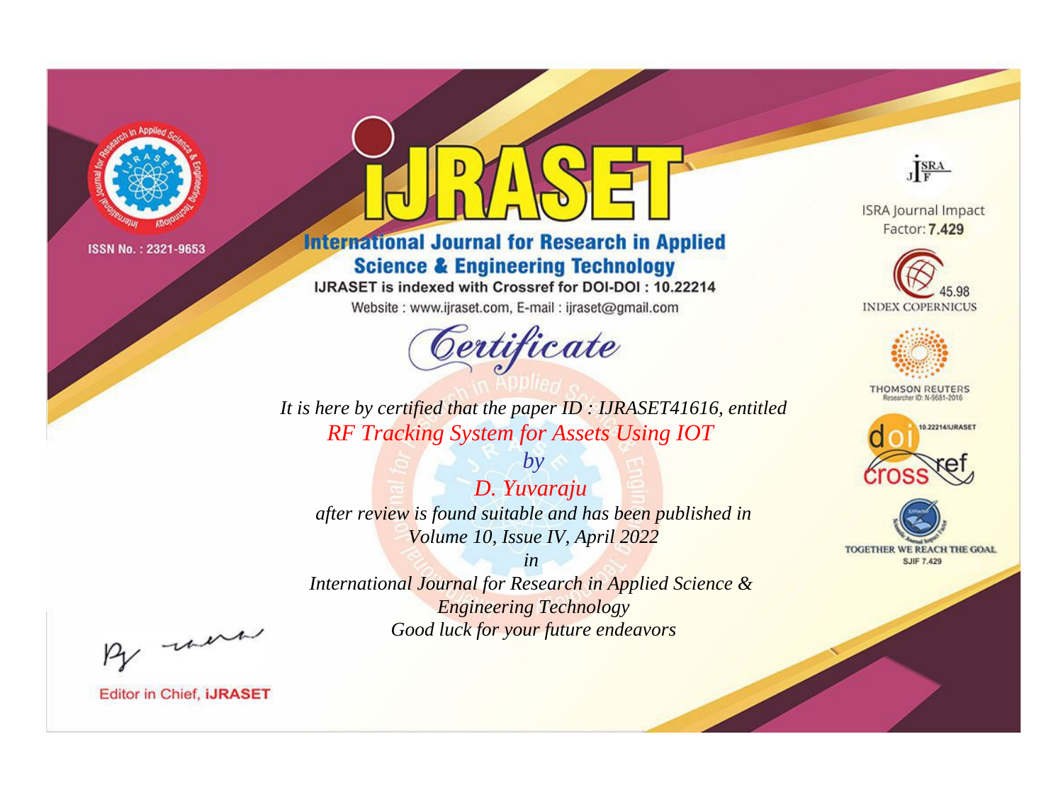ISSN No. : 2321-9653

# iJRASET

## International Journal for Research in Applied Science & Engineering Technology

IJRASET is indexed with Crossref for DOI-DOI : 10.22214

Website : www.ijraset.com, E-mail : ijraset@gmail.com

ISRA Journal Impact Factor: **7.429**

45.98 INDEX COPERNICUS

THOMSON REUTERS Researcher ID: N-9681-2016

10.22214/IJRASET

TOGETHER WE REACH THE GOAL SJIF 7.429

*Certificate*

*It is here by certified that the paper ID : IJRASET41616, entitled*

*RF Tracking System for Assets Using IOT*

*by*

*D. Yuvaraju*

*after review is found suitable and has been published in*

*Volume 10, Issue IV, April 2022*

*in*

*International Journal for Research in Applied Science & Engineering Technology*

*Good luck for your future endeavors*

Editor in Chief, **iJRASET**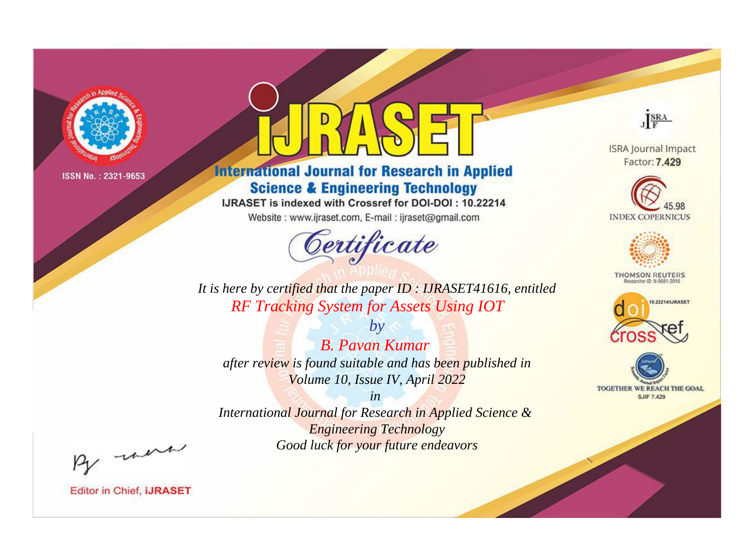ISSN No. : 2321-9653

# iJRASET

## International Journal for Research in Applied Science & Engineering Technology

IJRASET is indexed with Crossref for DOI-DOI : 10.22214

Website : www.ijraset.com, E-mail : ijraset@gmail.com

ISRA Journal Impact Factor: **7.429**

45.98 INDEX COPERNICUS

THOMSON REUTERS Researcher ID: N-9681-2016

10.22214/IJRASET

TOGETHER WE REACH THE GOAL SJIF 7.429

# Certificate

*It is here by certified that the paper ID : IJRASET41616, entitled*

*RF Tracking System for Assets Using IOT*

*by*

*B. Pavan Kumar*

*after review is found suitable and has been published in*

*Volume 10, Issue IV, April 2022*

*in*

*International Journal for Research in Applied Science & Engineering Technology*

*Good luck for your future endeavors*

Editor in Chief, **iJRASET**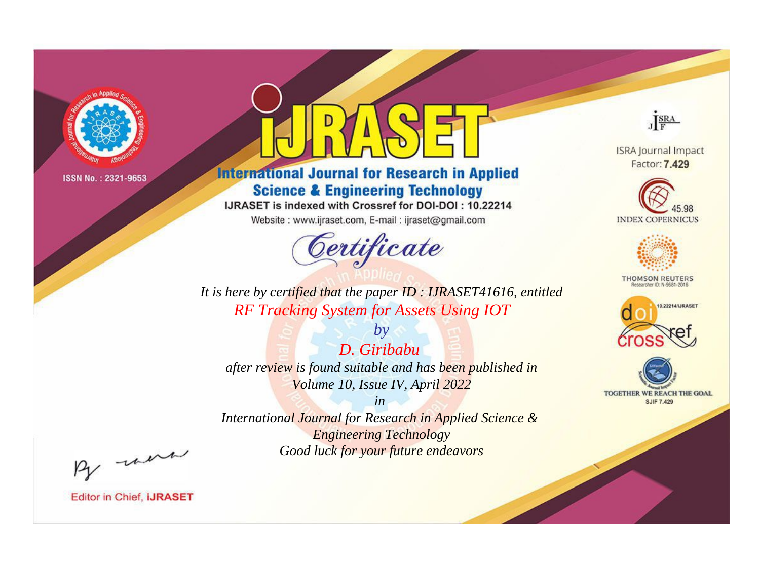ISSN No. : 2321-9653

# iJRASET

## International Journal for Research in Applied Science & Engineering Technology

IJRASET is indexed with Crossref for DOI-DOI : 10.22214

Website : www.ijraset.com, E-mail : ijraset@gmail.com

*Certificate*

*It is here by certified that the paper ID : IJRASET41616, entitled*

*RF Tracking System for Assets Using IOT*

*by*

*D. Giribabu*

*after review is found suitable and has been published in*

*Volume 10, Issue IV, April 2022*

*in*

*International Journal for Research in Applied Science & Engineering Technology*

*Good luck for your future endeavors*

ISRA Journal Impact Factor: **7.429**

45.98 INDEX COPERNICUS

THOMSON REUTERS Researcher ID: N-9681-2016

10.22214/IJRASET crossref

TOGETHER WE REACH THE GOAL SJIF 7.429

Editor in Chief, **iJRASET**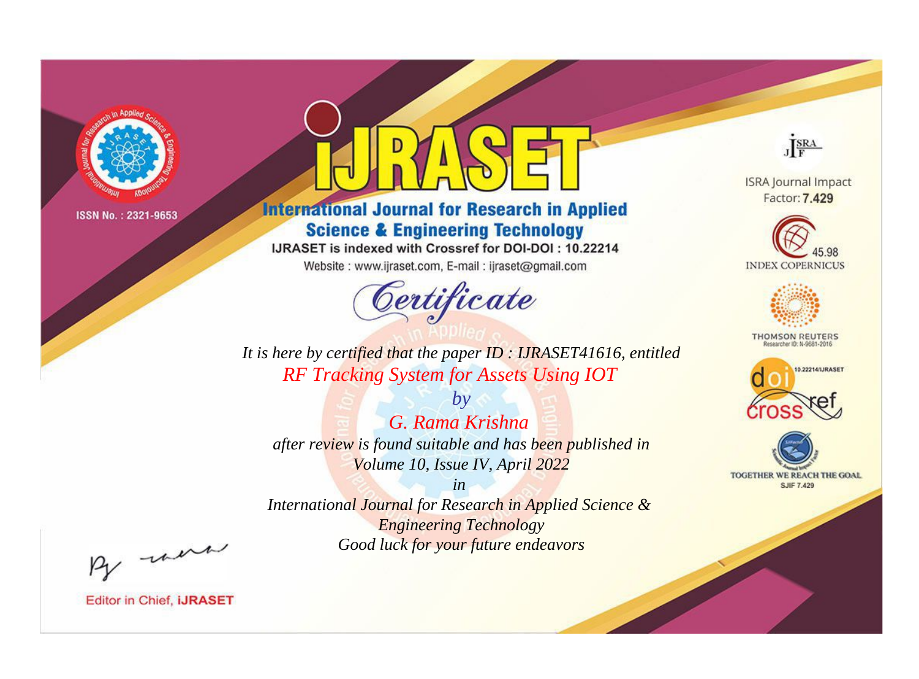ISSN No. : 2321-9653

# iJRASET

## International Journal for Research in Applied Science & Engineering Technology

IJRASET is indexed with Crossref for DOI-DOI : 10.22214

Website : www.ijraset.com, E-mail : ijraset@gmail.com

*Certificate*

*It is here by certified that the paper ID : IJRASET41616, entitled*

*RF Tracking System for Assets Using IOT*

*by*

*G. Rama Krishna*

*after review is found suitable and has been published in*

*Volume 10, Issue IV, April 2022*

*in*

*International Journal for Research in Applied Science & Engineering Technology*

*Good luck for your future endeavors*

ISRA Journal Impact Factor: **7.429**

45.98 INDEX COPERNICUS

THOMSON REUTERS Researcher ID: N-9681-2016

10.22214/IJRASET

TOGETHER WE REACH THE GOAL SJIF 7.429

Editor in Chief, **iJRASET**